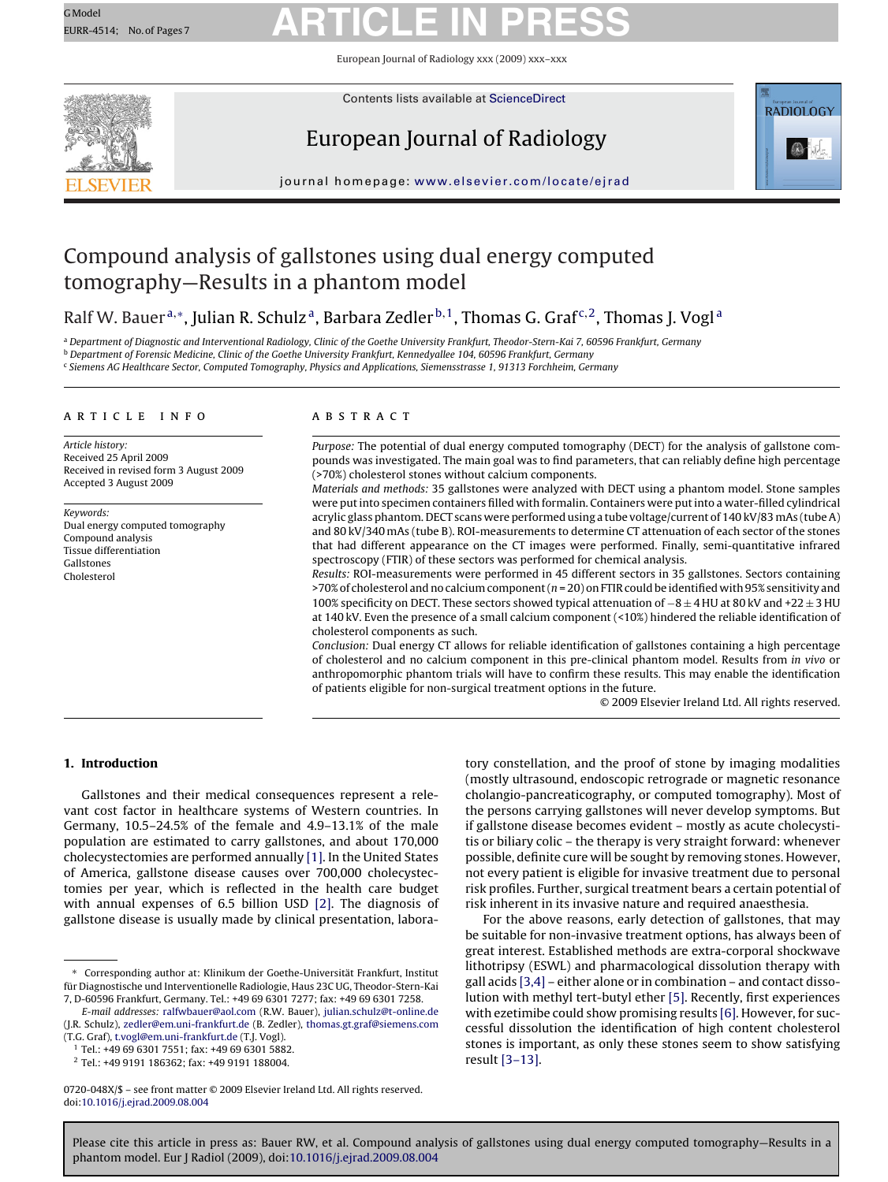# Compound analysis of gallstones using dual energy computed tomography—Results in a phantom model

Ralf W. Bauer[a,*], Julian R. Schulz[a], Barbara Zedler[b,1], Thomas G. Graf[c,2], Thomas J. Vogl[a]

[a] Department of Diagnostic and Interventional Radiology, Clinic of the Goethe University Frankfurt, Theodor-Stern-Kai 7, 60596 Frankfurt, Germany
[b] Department of Forensic Medicine, Clinic of the Goethe University Frankfurt, Kennedyallee 104, 60596 Frankfurt, Germany
[c] Siemens AG Healthcare Sector, Computed Tomography, Physics and Applications, Siemensstrasse 1, 91313 Forchheim, Germany

## ARTICLE INFO

*Article history:*
Received 25 April 2009
Received in revised form 3 August 2009
Accepted 3 August 2009

*Keywords:*
Dual energy computed tomography
Compound analysis
Tissue differentiation
Gallstones
Cholesterol

## ABSTRACT

*Purpose:* The potential of dual energy computed tomography (DECT) for the analysis of gallstone compounds was investigated. The main goal was to find parameters, that can reliably define high percentage (>70%) cholesterol stones without calcium components.

*Materials and methods:* 35 gallstones were analyzed with DECT using a phantom model. Stone samples were put into specimen containers filled with formalin. Containers were put into a water-filled cylindrical acrylic glass phantom. DECT scans were performed using a tube voltage/current of 140 kV/83 mAs (tube A) and 80 kV/340 mAs (tube B). ROI-measurements to determine CT attenuation of each sector of the stones that had different appearance on the CT images were performed. Finally, semi-quantitative infrared spectroscopy (FTIR) of these sectors was performed for chemical analysis.

*Results:* ROI-measurements were performed in 45 different sectors in 35 gallstones. Sectors containing >70% of cholesterol and no calcium component ($n = 20$) on FTIR could be identified with 95% sensitivity and 100% specificity on DECT. These sectors showed typical attenuation of $-8 \pm 4$ HU at 80 kV and $+22 \pm 3$ HU at 140 kV. Even the presence of a small calcium component (<10%) hindered the reliable identification of cholesterol components as such.

*Conclusion:* Dual energy CT allows for reliable identification of gallstones containing a high percentage of cholesterol and no calcium component in this pre-clinical phantom model. Results from *in vivo* or anthropomorphic phantom trials will have to confirm these results. This may enable the identification of patients eligible for non-surgical treatment options in the future.

© 2009 Elsevier Ireland Ltd. All rights reserved.

## 1. Introduction

Gallstones and their medical consequences represent a relevant cost factor in healthcare systems of Western countries. In Germany, 10.5–24.5% of the female and 4.9–13.1% of the male population are estimated to carry gallstones, and about 170,000 cholecystectomies are performed annually [1]. In the United States of America, gallstone disease causes over 700,000 cholecystectomies per year, which is reflected in the health care budget with annual expenses of 6.5 billion USD [2]. The diagnosis of gallstone disease is usually made by clinical presentation, laboratory constellation, and the proof of stone by imaging modalities (mostly ultrasound, endoscopic retrograde or magnetic resonance cholangio-pancreaticography, or computed tomography). Most of the persons carrying gallstones will never develop symptoms. But if gallstone disease becomes evident – mostly as acute cholecystitis or biliary colic – the therapy is very straight forward: whenever possible, definite cure will be sought by removing stones. However, not every patient is eligible for invasive treatment due to personal risk profiles. Further, surgical treatment bears a certain potential of risk inherent in its invasive nature and required anaesthesia.

For the above reasons, early detection of gallstones, that may be suitable for non-invasive treatment options, has always been of great interest. Established methods are extra-corporal shockwave lithotripsy (ESWL) and pharmacological dissolution therapy with gall acids [3,4] – either alone or in combination – and contact dissolution with methyl tert-butyl ether [5]. Recently, first experiences with ezetimibe could show promising results [6]. However, for successful dissolution the identification of high content cholesterol stones is important, as only these stones seem to show satisfying result [3–13].

\* Corresponding author at: Klinikum der Goethe-Universität Frankfurt, Institut für Diagnostische und Interventionelle Radiologie, Haus 23C UG, Theodor-Stern-Kai 7, D-60596 Frankfurt, Germany. Tel.: +49 69 6301 7277; fax: +49 69 6301 7258.
*E-mail addresses:* ralfwbauer@aol.com (R.W. Bauer), julian.schulz@t-online.de (J.R. Schulz), zedler@em.uni-frankfurt.de (B. Zedler), thomas.gt.graf@siemens.com (T.G. Graf), t.vogl@em.uni-frankfurt.de (T.J. Vogl).
[1] Tel.: +49 69 6301 7551; fax: +49 69 6301 5882.
[2] Tel.: +49 9191 186362; fax: +49 9191 188004.

0720-048X/$ – see front matter © 2009 Elsevier Ireland Ltd. All rights reserved.
doi:10.1016/j.ejrad.2009.08.004

Please cite this article in press as: Bauer RW, et al. Compound analysis of gallstones using dual energy computed tomography—Results in a phantom model. Eur J Radiol (2009), doi:10.1016/j.ejrad.2009.08.004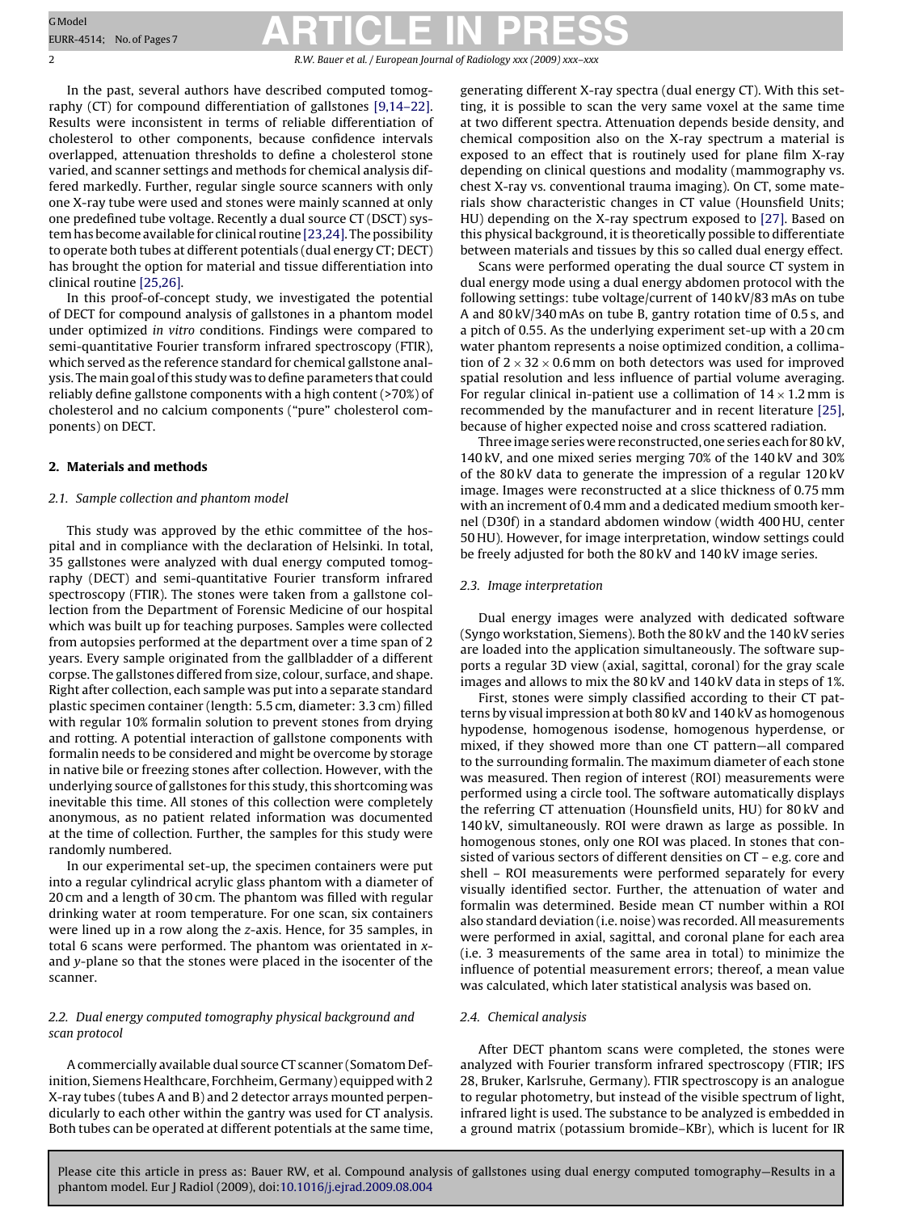In the past, several authors have described computed tomography (CT) for compound differentiation of gallstones [9,14–22]. Results were inconsistent in terms of reliable differentiation of cholesterol to other components, because confidence intervals overlapped, attenuation thresholds to define a cholesterol stone varied, and scanner settings and methods for chemical analysis differed markedly. Further, regular single source scanners with only one X-ray tube were used and stones were mainly scanned at only one predefined tube voltage. Recently a dual source CT (DSCT) system has become available for clinical routine [23,24]. The possibility to operate both tubes at different potentials (dual energy CT; DECT) has brought the option for material and tissue differentiation into clinical routine [25,26].

In this proof-of-concept study, we investigated the potential of DECT for compound analysis of gallstones in a phantom model under optimized *in vitro* conditions. Findings were compared to semi-quantitative Fourier transform infrared spectroscopy (FTIR), which served as the reference standard for chemical gallstone analysis. The main goal of this study was to define parameters that could reliably define gallstone components with a high content (>70%) of cholesterol and no calcium components ("pure" cholesterol components) on DECT.

## 2. Materials and methods

### 2.1. Sample collection and phantom model

This study was approved by the ethic committee of the hospital and in compliance with the declaration of Helsinki. In total, 35 gallstones were analyzed with dual energy computed tomography (DECT) and semi-quantitative Fourier transform infrared spectroscopy (FTIR). The stones were taken from a gallstone collection from the Department of Forensic Medicine of our hospital which was built up for teaching purposes. Samples were collected from autopsies performed at the department over a time span of 2 years. Every sample originated from the gallbladder of a different corpse. The gallstones differed from size, colour, surface, and shape. Right after collection, each sample was put into a separate standard plastic specimen container (length: 5.5 cm, diameter: 3.3 cm) filled with regular 10% formalin solution to prevent stones from drying and rotting. A potential interaction of gallstone components with formalin needs to be considered and might be overcome by storage in native bile or freezing stones after collection. However, with the underlying source of gallstones for this study, this shortcoming was inevitable this time. All stones of this collection were completely anonymous, as no patient related information was documented at the time of collection. Further, the samples for this study were randomly numbered.

In our experimental set-up, the specimen containers were put into a regular cylindrical acrylic glass phantom with a diameter of 20 cm and a length of 30 cm. The phantom was filled with regular drinking water at room temperature. For one scan, six containers were lined up in a row along the *z*-axis. Hence, for 35 samples, in total 6 scans were performed. The phantom was orientated in *x*- and *y*-plane so that the stones were placed in the isocenter of the scanner.

### 2.2. Dual energy computed tomography physical background and scan protocol

A commercially available dual source CT scanner (Somatom Definition, Siemens Healthcare, Forchheim, Germany) equipped with 2 X-ray tubes (tubes A and B) and 2 detector arrays mounted perpendicularly to each other within the gantry was used for CT analysis. Both tubes can be operated at different potentials at the same time, generating different X-ray spectra (dual energy CT). With this setting, it is possible to scan the very same voxel at the same time at two different spectra. Attenuation depends beside density, and chemical composition also on the X-ray spectrum a material is exposed to an effect that is routinely used for plane film X-ray depending on clinical questions and modality (mammography vs. chest X-ray vs. conventional trauma imaging). On CT, some materials show characteristic changes in CT value (Hounsfield Units; HU) depending on the X-ray spectrum exposed to [27]. Based on this physical background, it is theoretically possible to differentiate between materials and tissues by this so called dual energy effect.

Scans were performed operating the dual source CT system in dual energy mode using a dual energy abdomen protocol with the following settings: tube voltage/current of 140 kV/83 mAs on tube A and 80 kV/340 mAs on tube B, gantry rotation time of 0.5 s, and a pitch of 0.55. As the underlying experiment set-up with a 20 cm water phantom represents a noise optimized condition, a collimation of $2 \times 32 \times 0.6$ mm on both detectors was used for improved spatial resolution and less influence of partial volume averaging. For regular clinical in-patient use a collimation of $14 \times 1.2$ mm is recommended by the manufacturer and in recent literature [25], because of higher expected noise and cross scattered radiation.

Three image series were reconstructed, one series each for 80 kV, 140 kV, and one mixed series merging 70% of the 140 kV and 30% of the 80 kV data to generate the impression of a regular 120 kV image. Images were reconstructed at a slice thickness of 0.75 mm with an increment of 0.4 mm and a dedicated medium smooth kernel (D30f) in a standard abdomen window (width 400 HU, center 50 HU). However, for image interpretation, window settings could be freely adjusted for both the 80 kV and 140 kV image series.

### 2.3. Image interpretation

Dual energy images were analyzed with dedicated software (Syngo workstation, Siemens). Both the 80 kV and the 140 kV series are loaded into the application simultaneously. The software supports a regular 3D view (axial, sagittal, coronal) for the gray scale images and allows to mix the 80 kV and 140 kV data in steps of 1%.

First, stones were simply classified according to their CT patterns by visual impression at both 80 kV and 140 kV as homogenous hypodense, homogenous isodense, homogenous hyperdense, or mixed, if they showed more than one CT pattern—all compared to the surrounding formalin. The maximum diameter of each stone was measured. Then region of interest (ROI) measurements were performed using a circle tool. The software automatically displays the referring CT attenuation (Hounsfield units, HU) for 80 kV and 140 kV, simultaneously. ROI were drawn as large as possible. In homogenous stones, only one ROI was placed. In stones that consisted of various sectors of different densities on CT – e.g. core and shell – ROI measurements were performed separately for every visually identified sector. Further, the attenuation of water and formalin was determined. Beside mean CT number within a ROI also standard deviation (i.e. noise) was recorded. All measurements were performed in axial, sagittal, and coronal plane for each area (i.e. 3 measurements of the same area in total) to minimize the influence of potential measurement errors; thereof, a mean value was calculated, which later statistical analysis was based on.

### 2.4. Chemical analysis

After DECT phantom scans were completed, the stones were analyzed with Fourier transform infrared spectroscopy (FTIR; IFS 28, Bruker, Karlsruhe, Germany). FTIR spectroscopy is an analogue to regular photometry, but instead of the visible spectrum of light, infrared light is used. The substance to be analyzed is embedded in a ground matrix (potassium bromide–KBr), which is lucent for IR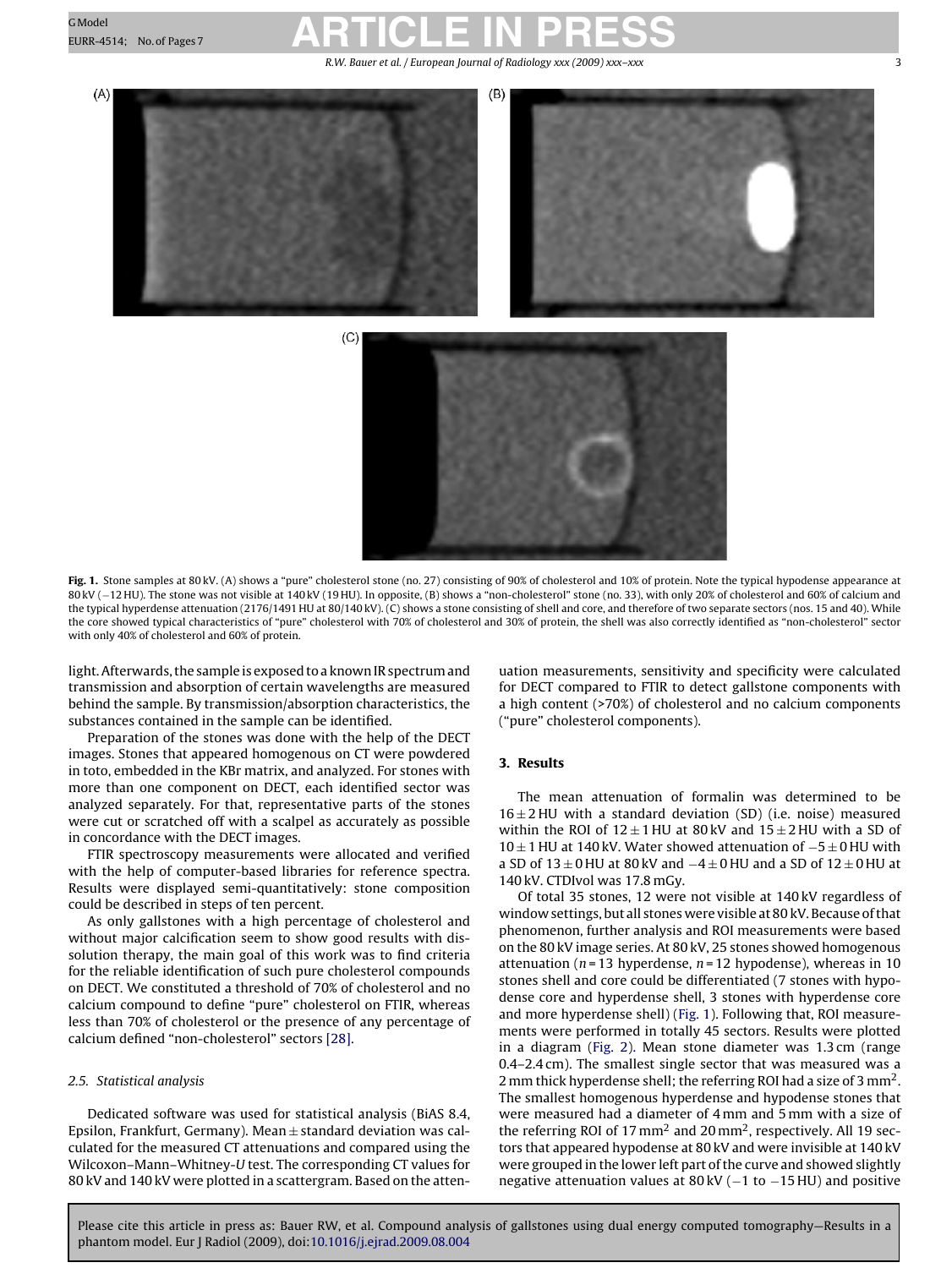**Fig. 1.** Stone samples at 80 kV. (A) shows a "pure" cholesterol stone (no. 27) consisting of 90% of cholesterol and 10% of protein. Note the typical hypodense appearance at 80 kV (−12 HU). The stone was not visible at 140 kV (19 HU). In opposite, (B) shows a "non-cholesterol" stone (no. 33), with only 20% of cholesterol and 60% of calcium and the typical hyperdense attenuation (2176/1491 HU at 80/140 kV). (C) shows a stone consisting of shell and core, and therefore of two separate sectors (nos. 15 and 40). While the core showed typical characteristics of "pure" cholesterol with 70% of cholesterol and 30% of protein, the shell was also correctly identified as "non-cholesterol" sector with only 40% of cholesterol and 60% of protein.

light. Afterwards, the sample is exposed to a known IR spectrum and transmission and absorption of certain wavelengths are measured behind the sample. By transmission/absorption characteristics, the substances contained in the sample can be identified.

Preparation of the stones was done with the help of the DECT images. Stones that appeared homogenous on CT were powdered in toto, embedded in the KBr matrix, and analyzed. For stones with more than one component on DECT, each identified sector was analyzed separately. For that, representative parts of the stones were cut or scratched off with a scalpel as accurately as possible in concordance with the DECT images.

FTIR spectroscopy measurements were allocated and verified with the help of computer-based libraries for reference spectra. Results were displayed semi-quantitatively: stone composition could be described in steps of ten percent.

As only gallstones with a high percentage of cholesterol and without major calcification seem to show good results with dissolution therapy, the main goal of this work was to find criteria for the reliable identification of such pure cholesterol compounds on DECT. We constituted a threshold of 70% of cholesterol and no calcium compound to define "pure" cholesterol on FTIR, whereas less than 70% of cholesterol or the presence of any percentage of calcium defined "non-cholesterol" sectors [28].

### 2.5. Statistical analysis

Dedicated software was used for statistical analysis (BiAS 8.4, Epsilon, Frankfurt, Germany). Mean ± standard deviation was calculated for the measured CT attenuations and compared using the Wilcoxon–Mann–Whitney-*U* test. The corresponding CT values for 80 kV and 140 kV were plotted in a scattergram. Based on the attenuation measurements, sensitivity and specificity were calculated for DECT compared to FTIR to detect gallstone components with a high content (>70%) of cholesterol and no calcium components ("pure" cholesterol components).

## 3. Results

The mean attenuation of formalin was determined to be 16 ± 2 HU with a standard deviation (SD) (i.e. noise) measured within the ROI of 12 ± 1 HU at 80 kV and 15 ± 2 HU with a SD of 10 ± 1 HU at 140 kV. Water showed attenuation of −5 ± 0 HU with a SD of 13 ± 0 HU at 80 kV and −4 ± 0 HU and a SD of 12 ± 0 HU at 140 kV. CTDIvol was 17.8 mGy.

Of total 35 stones, 12 were not visible at 140 kV regardless of window settings, but all stones were visible at 80 kV. Because of that phenomenon, further analysis and ROI measurements were based on the 80 kV image series. At 80 kV, 25 stones showed homogenous attenuation ($n = 13$ hyperdense, $n = 12$ hypodense), whereas in 10 stones shell and core could be differentiated (7 stones with hypodense core and hyperdense shell, 3 stones with hyperdense core and more hyperdense shell) (Fig. 1). Following that, ROI measurements were performed in totally 45 sectors. Results were plotted in a diagram (Fig. 2). Mean stone diameter was 1.3 cm (range 0.4–2.4 cm). The smallest single sector that was measured was a 2 mm thick hyperdense shell; the referring ROI had a size of 3 mm$^2$. The smallest homogenous hyperdense and hypodense stones that were measured had a diameter of 4 mm and 5 mm with a size of the referring ROI of 17 mm$^2$ and 20 mm$^2$, respectively. All 19 sectors that appeared hypodense at 80 kV and were invisible at 140 kV were grouped in the lower left part of the curve and showed slightly negative attenuation values at 80 kV (−1 to −15 HU) and positive

Please cite this article in press as: Bauer RW, et al. Compound analysis of gallstones using dual energy computed tomography—Results in a phantom model. Eur J Radiol (2009), doi:10.1016/j.ejrad.2009.08.004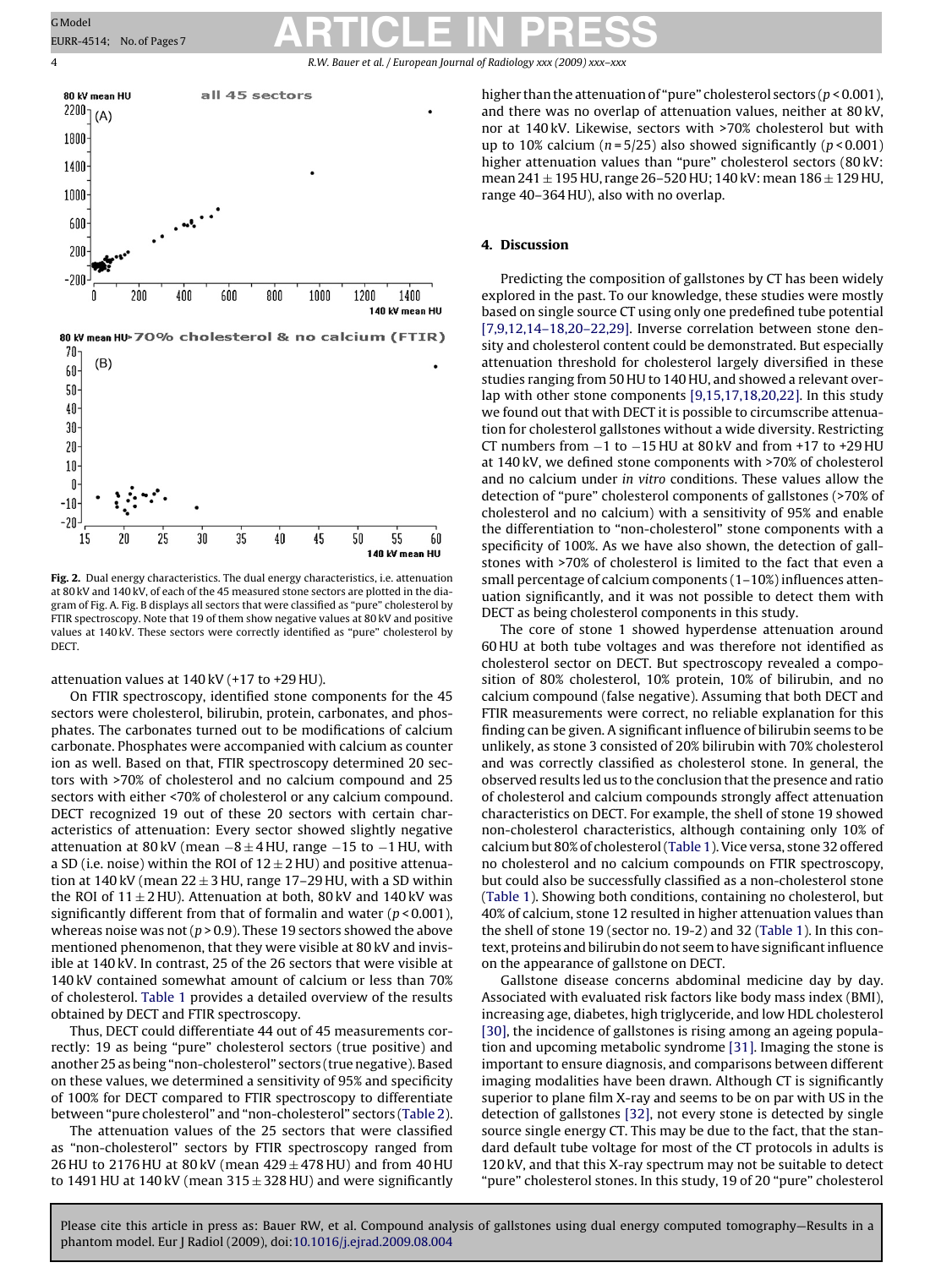Fig. 2. Dual energy characteristics. The dual energy characteristics, i.e. attenuation at 80 kV and 140 kV, of each of the 45 measured stone sectors are plotted in the diagram of Fig. A. Fig. B displays all sectors that were classified as "pure" cholesterol by FTIR spectroscopy. Note that 19 of them show negative values at 80 kV and positive values at 140 kV. These sectors were correctly identified as "pure" cholesterol by DECT.

attenuation values at 140 kV (+17 to +29 HU).

On FTIR spectroscopy, identified stone components for the 45 sectors were cholesterol, bilirubin, protein, carbonates, and phosphates. The carbonates turned out to be modifications of calcium carbonate. Phosphates were accompanied with calcium as counter ion as well. Based on that, FTIR spectroscopy determined 20 sectors with >70% of cholesterol and no calcium compound and 25 sectors with either <70% of cholesterol or any calcium compound. DECT recognized 19 out of these 20 sectors with certain characteristics of attenuation: Every sector showed slightly negative attenuation at 80 kV (mean −8 ± 4 HU, range −15 to −1 HU, with a SD (i.e. noise) within the ROI of 12 ± 2 HU) and positive attenuation at 140 kV (mean 22 ± 3 HU, range 17–29 HU, with a SD within the ROI of 11 ± 2 HU). Attenuation at both, 80 kV and 140 kV was significantly different from that of formalin and water ($p < 0.001$), whereas noise was not ($p > 0.9$). These 19 sectors showed the above mentioned phenomenon, that they were visible at 80 kV and invisible at 140 kV. In contrast, 25 of the 26 sectors that were visible at 140 kV contained somewhat amount of calcium or less than 70% of cholesterol. Table 1 provides a detailed overview of the results obtained by DECT and FTIR spectroscopy.

Thus, DECT could differentiate 44 out of 45 measurements correctly: 19 as being "pure" cholesterol sectors (true positive) and another 25 as being "non-cholesterol" sectors (true negative). Based on these values, we determined a sensitivity of 95% and specificity of 100% for DECT compared to FTIR spectroscopy to differentiate between "pure cholesterol" and "non-cholesterol" sectors (Table 2).

The attenuation values of the 25 sectors that were classified as "non-cholesterol" sectors by FTIR spectroscopy ranged from 26 HU to 2176 HU at 80 kV (mean 429 ± 478 HU) and from 40 HU to 1491 HU at 140 kV (mean 315 ± 328 HU) and were significantly higher than the attenuation of "pure" cholesterol sectors ($p < 0.001$), and there was no overlap of attenuation values, neither at 80 kV, nor at 140 kV. Likewise, sectors with >70% cholesterol but with up to 10% calcium ($n = 5/25$) also showed significantly ($p < 0.001$) higher attenuation values than "pure" cholesterol sectors (80 kV: mean 241 ± 195 HU, range 26–520 HU; 140 kV: mean 186 ± 129 HU, range 40–364 HU), also with no overlap.

## 4. Discussion

Predicting the composition of gallstones by CT has been widely explored in the past. To our knowledge, these studies were mostly based on single source CT using only one predefined tube potential [7,9,12,14–18,20–22,29]. Inverse correlation between stone density and cholesterol content could be demonstrated. But especially attenuation threshold for cholesterol largely diversified in these studies ranging from 50 HU to 140 HU, and showed a relevant overlap with other stone components [9,15,17,18,20,22]. In this study we found out that with DECT it is possible to circumscribe attenuation for cholesterol gallstones without a wide diversity. Restricting CT numbers from −1 to −15 HU at 80 kV and from +17 to +29 HU at 140 kV, we defined stone components with >70% of cholesterol and no calcium under *in vitro* conditions. These values allow the detection of "pure" cholesterol components of gallstones (>70% of cholesterol and no calcium) with a sensitivity of 95% and enable the differentiation to "non-cholesterol" stone components with a specificity of 100%. As we have also shown, the detection of gallstones with >70% of cholesterol is limited to the fact that even a small percentage of calcium components (1–10%) influences attenuation significantly, and it was not possible to detect them with DECT as being cholesterol components in this study.

The core of stone 1 showed hyperdense attenuation around 60 HU at both tube voltages and was therefore not identified as cholesterol sector on DECT. But spectroscopy revealed a composition of 80% cholesterol, 10% protein, 10% of bilirubin, and no calcium compound (false negative). Assuming that both DECT and FTIR measurements were correct, no reliable explanation for this finding can be given. A significant influence of bilirubin seems to be unlikely, as stone 3 consisted of 20% bilirubin with 70% cholesterol and was correctly classified as cholesterol stone. In general, the observed results led us to the conclusion that the presence and ratio of cholesterol and calcium compounds strongly affect attenuation characteristics on DECT. For example, the shell of stone 19 showed non-cholesterol characteristics, although containing only 10% of calcium but 80% of cholesterol (Table 1). Vice versa, stone 32 offered no cholesterol and no calcium compounds on FTIR spectroscopy, but could also be successfully classified as a non-cholesterol stone (Table 1). Showing both conditions, containing no cholesterol, but 40% of calcium, stone 12 resulted in higher attenuation values than the shell of stone 19 (sector no. 19-2) and 32 (Table 1). In this context, proteins and bilirubin do not seem to have significant influence on the appearance of gallstone on DECT.

Gallstone disease concerns abdominal medicine day by day. Associated with evaluated risk factors like body mass index (BMI), increasing age, diabetes, high triglyceride, and low HDL cholesterol [30], the incidence of gallstones is rising among an ageing population and upcoming metabolic syndrome [31]. Imaging the stone is important to ensure diagnosis, and comparisons between different imaging modalities have been drawn. Although CT is significantly superior to plane film X-ray and seems to be on par with US in the detection of gallstones [32], not every stone is detected by single source single energy CT. This may be due to the fact, that the standard default tube voltage for most of the CT protocols in adults is 120 kV, and that this X-ray spectrum may not be suitable to detect "pure" cholesterol stones. In this study, 19 of 20 "pure" cholesterol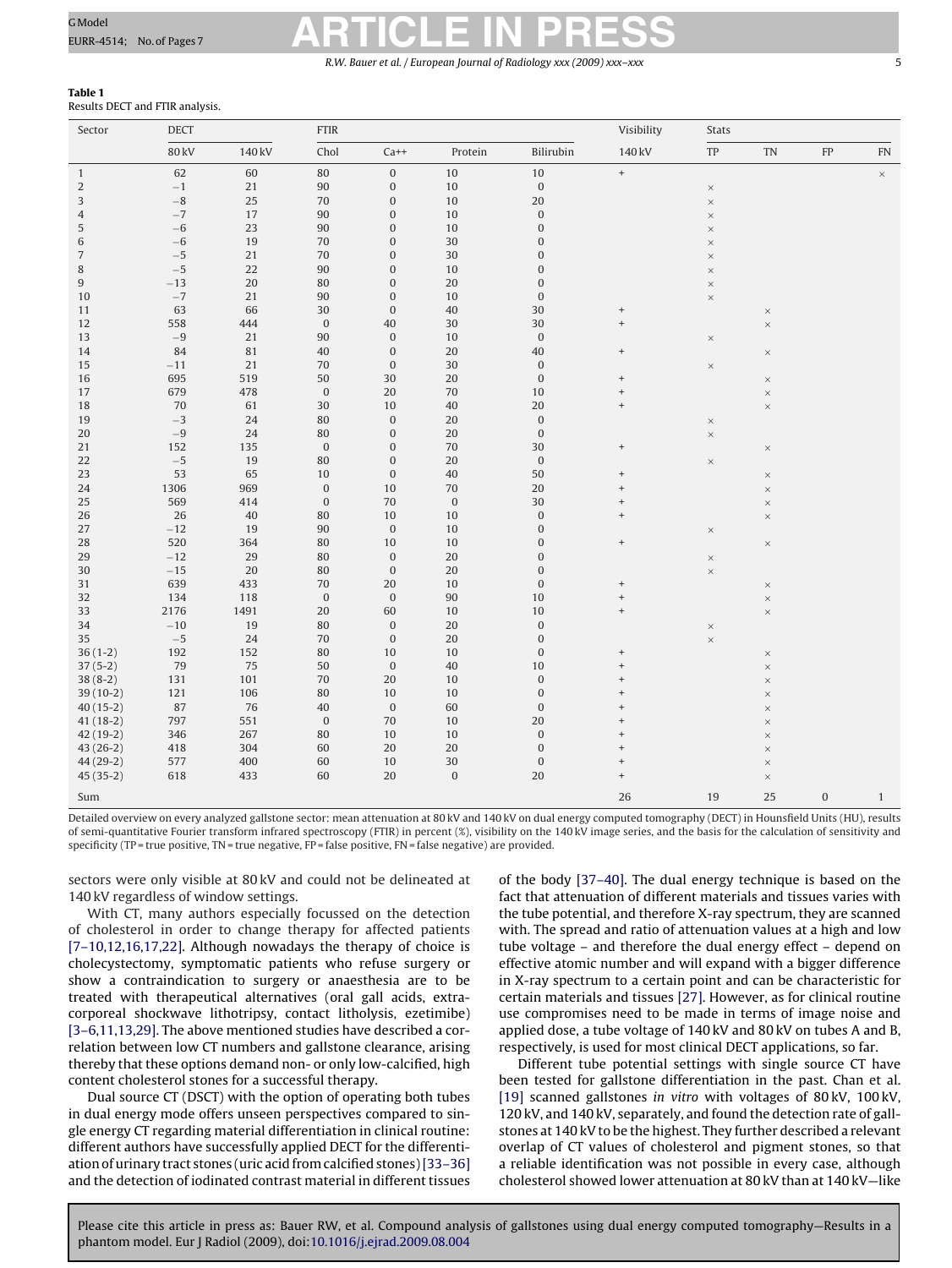**Table 1**
Results DECT and FTIR analysis.

| Sector | DECT | | FTIR | | | | Visibility | Stats | | | |
|---|---|---|---|---|---|---|---|---|---|---|---|
| | 80 kV | 140 kV | Chol | Ca++ | Protein | Bilirubin | 140 kV | TP | TN | FP | FN |
| 1 | 62 | 60 | 80 | 0 | 10 | 10 | + | | | | × |
| 2 | −1 | 21 | 90 | 0 | 10 | 0 | | × | | | |
| 3 | −8 | 25 | 70 | 0 | 10 | 20 | | × | | | |
| 4 | −7 | 17 | 90 | 0 | 10 | 0 | | × | | | |
| 5 | −6 | 23 | 90 | 0 | 10 | 0 | | × | | | |
| 6 | −6 | 19 | 70 | 0 | 30 | 0 | | × | | | |
| 7 | −5 | 21 | 70 | 0 | 30 | 0 | | × | | | |
| 8 | −5 | 22 | 90 | 0 | 10 | 0 | | × | | | |
| 9 | −13 | 20 | 80 | 0 | 20 | 0 | | × | | | |
| 10 | −7 | 21 | 90 | 0 | 10 | 0 | | × | | | |
| 11 | 63 | 66 | 30 | 0 | 40 | 30 | + | | × | | |
| 12 | 558 | 444 | 0 | 40 | 30 | 30 | + | | × | | |
| 13 | −9 | 21 | 90 | 0 | 10 | 0 | | × | | | |
| 14 | 84 | 81 | 40 | 0 | 20 | 40 | + | | × | | |
| 15 | −11 | 21 | 70 | 0 | 30 | 0 | | × | | | |
| 16 | 695 | 519 | 50 | 30 | 20 | 0 | + | | × | | |
| 17 | 679 | 478 | 0 | 20 | 70 | 10 | + | | × | | |
| 18 | 70 | 61 | 30 | 10 | 40 | 20 | + | | × | | |
| 19 | −3 | 24 | 80 | 0 | 20 | 0 | | × | | | |
| 20 | −9 | 24 | 80 | 0 | 20 | 0 | | × | | | |
| 21 | 152 | 135 | 0 | 0 | 70 | 30 | + | | × | | |
| 22 | −5 | 19 | 80 | 0 | 20 | 0 | | × | | | |
| 23 | 53 | 65 | 10 | 0 | 40 | 50 | + | | × | | |
| 24 | 1306 | 969 | 0 | 10 | 70 | 20 | + | | × | | |
| 25 | 569 | 414 | 0 | 70 | 0 | 30 | + | | × | | |
| 26 | 26 | 40 | 80 | 10 | 10 | 0 | + | | × | | |
| 27 | −12 | 19 | 90 | 0 | 10 | 0 | | × | | | |
| 28 | 520 | 364 | 80 | 10 | 10 | 0 | + | | × | | |
| 29 | −12 | 29 | 80 | 0 | 20 | 0 | | × | | | |
| 30 | −15 | 20 | 80 | 0 | 20 | 0 | | × | | | |
| 31 | 639 | 433 | 70 | 20 | 10 | 0 | + | | × | | |
| 32 | 134 | 118 | 0 | 0 | 90 | 10 | + | | × | | |
| 33 | 2176 | 1491 | 20 | 60 | 10 | 10 | + | | × | | |
| 34 | −10 | 19 | 80 | 0 | 20 | 0 | | × | | | |
| 35 | −5 | 24 | 70 | 0 | 20 | 0 | | × | | | |
| 36 (1-2) | 192 | 152 | 80 | 10 | 10 | 0 | + | | × | | |
| 37 (5-2) | 79 | 75 | 50 | 0 | 40 | 10 | + | | × | | |
| 38 (8-2) | 131 | 101 | 70 | 20 | 10 | 0 | + | | × | | |
| 39 (10-2) | 121 | 106 | 80 | 10 | 10 | 0 | + | | × | | |
| 40 (15-2) | 87 | 76 | 40 | 0 | 60 | 0 | + | | × | | |
| 41 (18-2) | 797 | 551 | 0 | 70 | 10 | 20 | + | | × | | |
| 42 (19-2) | 346 | 267 | 80 | 10 | 10 | 0 | + | | × | | |
| 43 (26-2) | 418 | 304 | 60 | 20 | 20 | 0 | + | | × | | |
| 44 (29-2) | 577 | 400 | 60 | 10 | 30 | 0 | + | | × | | |
| 45 (35-2) | 618 | 433 | 60 | 20 | 0 | 20 | + | | × | | |
| Sum | | | | | | | 26 | 19 | 25 | 0 | 1 |

Detailed overview on every analyzed gallstone sector: mean attenuation at 80 kV and 140 kV on dual energy computed tomography (DECT) in Hounsfield Units (HU), results of semi-quantitative Fourier transform infrared spectroscopy (FTIR) in percent (%), visibility on the 140 kV image series, and the basis for the calculation of sensitivity and specificity (TP = true positive, TN = true negative, FP = false positive, FN = false negative) are provided.

sectors were only visible at 80 kV and could not be delineated at 140 kV regardless of window settings.

With CT, many authors especially focussed on the detection of cholesterol in order to change therapy for affected patients [7–10,12,16,17,22]. Although nowadays the therapy of choice is cholecystectomy, symptomatic patients who refuse surgery or show a contraindication to surgery or anaesthesia are to be treated with therapeutical alternatives (oral gall acids, extracorporeal shockwave lithotripsy, contact litholysis, ezetimibe) [3–6,11,13,29]. The above mentioned studies have described a correlation between low CT numbers and gallstone clearance, arising thereby that these options demand non- or only low-calcified, high content cholesterol stones for a successful therapy.

Dual source CT (DSCT) with the option of operating both tubes in dual energy mode offers unseen perspectives compared to single energy CT regarding material differentiation in clinical routine: different authors have successfully applied DECT for the differentiation of urinary tract stones (uric acid from calcified stones) [33–36] and the detection of iodinated contrast material in different tissues of the body [37–40]. The dual energy technique is based on the fact that attenuation of different materials and tissues varies with the tube potential, and therefore X-ray spectrum, they are scanned with. The spread and ratio of attenuation values at a high and low tube voltage – and therefore the dual energy effect – depend on effective atomic number and will expand with a bigger difference in X-ray spectrum to a certain point and can be characteristic for certain materials and tissues [27]. However, as for clinical routine use compromises need to be made in terms of image noise and applied dose, a tube voltage of 140 kV and 80 kV on tubes A and B, respectively, is used for most clinical DECT applications, so far.

Different tube potential settings with single source CT have been tested for gallstone differentiation in the past. Chan et al. [19] scanned gallstones *in vitro* with voltages of 80 kV, 100 kV, 120 kV, and 140 kV, separately, and found the detection rate of gallstones at 140 kV to be the highest. They further described a relevant overlap of CT values of cholesterol and pigment stones, so that a reliable identification was not possible in every case, although cholesterol showed lower attenuation at 80 kV than at 140 kV—like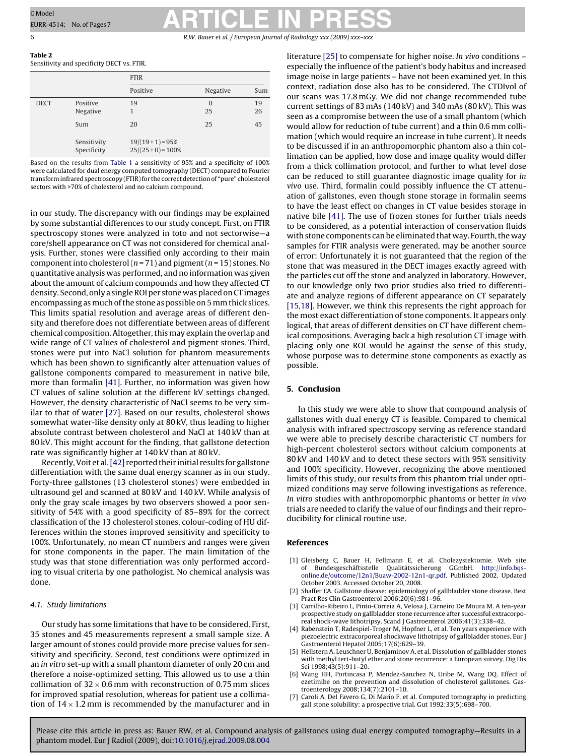**Table 2**
Sensitivity and specificity DECT vs. FTIR.

| | | FTIR | | |
|---|---|---|---|---|
| | | Positive | Negative | Sum |
| DECT | Positive | 19 | 0 | 19 |
| | Negative | 1 | 25 | 26 |
| | Sum | 20 | 25 | 45 |
| | Sensitivity | 19/(19 + 1) = 95% | | |
| | Specificity | 25/(25 + 0) = 100% | | |

Based on the results from Table 1 a sensitivity of 95% and a specificity of 100% were calculated for dual energy computed tomography (DECT) compared to Fourier transform infrared spectroscopy (FTIR) for the correct detection of "pure" cholesterol sectors with >70% of cholesterol and no calcium compound.

in our study. The discrepancy with our findings may be explained by some substantial differences to our study concept. First, on FTIR spectroscopy stones were analyzed in toto and not sectorwise—a core/shell appearance on CT was not considered for chemical analysis. Further, stones were classified only according to their main component into cholesterol ($n = 71$) and pigment ($n = 15$) stones. No quantitative analysis was performed, and no information was given about the amount of calcium compounds and how they affected CT density. Second, only a single ROI per stone was placed on CT images encompassing as much of the stone as possible on 5 mm thick slices. This limits spatial resolution and average areas of different density and therefore does not differentiate between areas of different chemical composition. Altogether, this may explain the overlap and wide range of CT values of cholesterol and pigment stones. Third, stones were put into NaCl solution for phantom measurements which has been shown to significantly alter attenuation values of gallstone components compared to measurement in native bile, more than formalin [41]. Further, no information was given how CT values of saline solution at the different kV settings changed. However, the density characteristic of NaCl seems to be very similar to that of water [27]. Based on our results, cholesterol shows somewhat water-like density only at 80 kV, thus leading to higher absolute contrast between cholesterol and NaCl at 140 kV than at 80 kV. This might account for the finding, that gallstone detection rate was significantly higher at 140 kV than at 80 kV.

Recently, Voit et al. [42] reported their initial results for gallstone differentiation with the same dual energy scanner as in our study. Forty-three gallstones (13 cholesterol stones) were embedded in ultrasound gel and scanned at 80 kV and 140 kV. While analysis of only the gray scale images by two observers showed a poor sensitivity of 54% with a good specificity of 85–89% for the correct classification of the 13 cholesterol stones, colour-coding of HU differences within the stones improved sensitivity and specificity to 100%. Unfortunately, no mean CT numbers and ranges were given for stone components in the paper. The main limitation of the study was that stone differentiation was only performed according to visual criteria by one pathologist. No chemical analysis was done.

### 4.1. Study limitations

Our study has some limitations that have to be considered. First, 35 stones and 45 measurements represent a small sample size. A larger amount of stones could provide more precise values for sensitivity and specificity. Second, test conditions were optimized in an *in vitro* set-up with a small phantom diameter of only 20 cm and therefore a noise-optimized setting. This allowed us to use a thin collimation of $32 \times 0.6$ mm with reconstruction of 0.75 mm slices for improved spatial resolution, whereas for patient use a collimation of $14 \times 1.2$ mm is recommended by the manufacturer and in literature [25] to compensate for higher noise. *In vivo* conditions – especially the influence of the patient's body habitus and increased image noise in large patients – have not been examined yet. In this context, radiation dose also has to be considered. The CTDIvol of our scans was 17.8 mGy. We did not change recommended tube current settings of 83 mAs (140 kV) and 340 mAs (80 kV). This was seen as a compromise between the use of a small phantom (which would allow for reduction of tube current) and a thin 0.6 mm collimation (which would require an increase in tube current). It needs to be discussed if in an anthropomorphic phantom also a thin collimation can be applied, how dose and image quality would differ from a thick collimation protocol, and further to what level dose can be reduced to still guarantee diagnostic image quality for *in vivo* use. Third, formalin could possibly influence the CT attenuation of gallstones, even though stone storage in formalin seems to have the least effect on changes in CT value besides storage in native bile [41]. The use of frozen stones for further trials needs to be considered, as a potential interaction of conservation fluids with stone components can be eliminated that way. Fourth, the way samples for FTIR analysis were generated, may be another source of error: Unfortunately it is not guaranteed that the region of the stone that was measured in the DECT images exactly agreed with the particles cut off the stone and analyzed in laboratory. However, to our knowledge only two prior studies also tried to differentiate and analyze regions of different appearance on CT separately [15,18]. However, we think this represents the right approach for the most exact differentiation of stone components. It appears only logical, that areas of different densities on CT have different chemical compositions. Averaging back a high resolution CT image with placing only one ROI would be against the sense of this study, whose purpose was to determine stone components as exactly as possible.

## 5. Conclusion

In this study we were able to show that compound analysis of gallstones with dual energy CT is feasible. Compared to chemical analysis with infrared spectroscopy serving as reference standard we were able to precisely describe characteristic CT numbers for high-percent cholesterol sectors without calcium components at 80 kV and 140 kV and to detect these sectors with 95% sensitivity and 100% specificity. However, recognizing the above mentioned limits of this study, our results from this phantom trial under optimized conditions may serve following investigations as reference. *In vitro* studies with anthropomorphic phantoms or better *in vivo* trials are needed to clarify the value of our findings and their reproducibility for clinical routine use.

## References

[1] Gleisberg C, Bauer H, Fellmann E, et al. Cholezystektomie. Web site of Bundesgeschäftsstelle Qualitätssicherung GGmbH. http://info.bqs-online.de/outcome/12n1/Buaw-2002-12n1-qr.pdf. Published 2002. Updated October 2003. Accessed October 20, 2008.

[2] Shaffer EA. Gallstone disease: epidemiology of gallbladder stone disease. Best Pract Res Clin Gastroenterol 2006;20(6):981–96.

[3] Carrilho-Ribeiro L, Pinto-Correia A, Velosa J, Carneiro De Moura M. A ten-year prospective study on gallbladder stone recurrence after successful extracorporeal shock-wave lithotripsy. Scand J Gastroenterol 2006;41(3):338–42.

[4] Rabenstein T, Radespiel-Troger M, Hopfner L, et al. Ten years experience with piezoelectric extracorporeal shockwave lithotripsy of gallbladder stones. Eur J Gastroenterol Hepatol 2005;17(6):629–39.

[5] Hellstern A, Leuschner U, Benjaminov A, et al. Dissolution of gallbladder stones with methyl tert-butyl ether and stone recurrence: a European survey. Dig Dis Sci 1998;43(5):911–20.

[6] Wang HH, Portincasa P, Mendez-Sanchez N, Uribe M, Wang DQ. Effect of ezetimibe on the prevention and dissolution of cholesterol gallstones. Gastroenterology 2008;134(7):2101–10.

[7] Caroli A, Del Favero G, Di Mario F, et al. Computed tomography in predicting gall stone solubility: a prospective trial. Gut 1992;33(5):698–700.

Please cite this article in press as: Bauer RW, et al. Compound analysis of gallstones using dual energy computed tomography—Results in a phantom model. Eur J Radiol (2009), doi:10.1016/j.ejrad.2009.08.004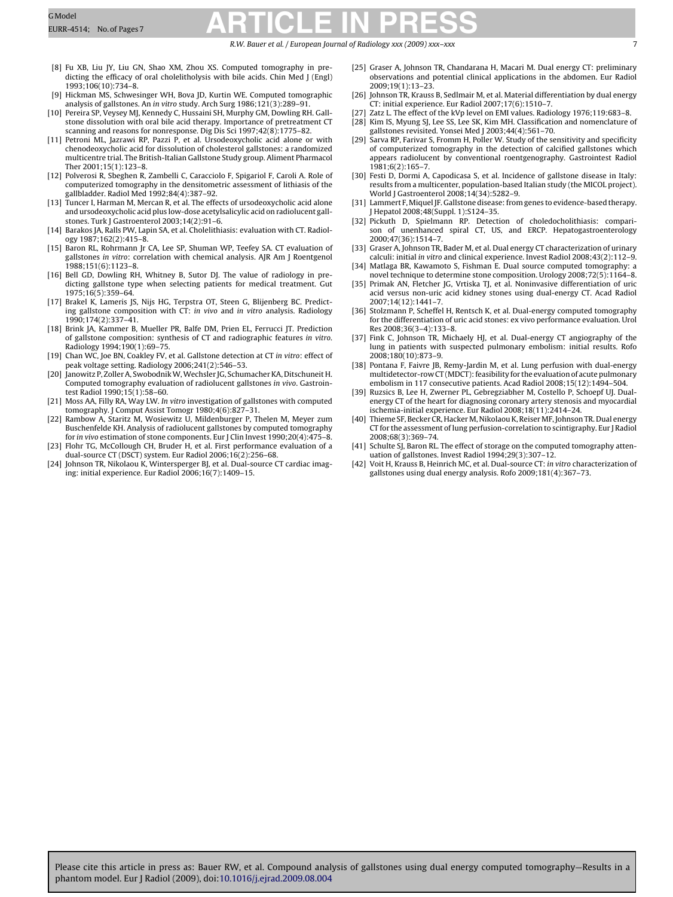[8] Fu XB, Liu JY, Liu GN, Shao XM, Zhou XS. Computed tomography in predicting the efficacy of oral cholelitholysis with bile acids. Chin Med J (Engl) 1993;106(10):734–8.

[9] Hickman MS, Schwesinger WH, Bova JD, Kurtin WE. Computed tomographic analysis of gallstones. An *in vitro* study. Arch Surg 1986;121(3):289–91.

[10] Pereira SP, Veysey MJ, Kennedy C, Hussaini SH, Murphy GM, Dowling RH. Gallstone dissolution with oral bile acid therapy. Importance of pretreatment CT scanning and reasons for nonresponse. Dig Dis Sci 1997;42(8):1775–82.

[11] Petroni ML, Jazrawi RP, Pazzi P, et al. Ursodeoxycholic acid alone or with chenodeoxycholic acid for dissolution of cholesterol gallstones: a randomized multicentre trial. The British-Italian Gallstone Study group. Aliment Pharmacol Ther 2001;15(1):123–8.

[12] Polverosi R, Sbeghen R, Zambelli C, Caracciolo F, Spigariol F, Caroli A. Role of computerized tomography in the densitometric assessment of lithiasis of the gallbladder. Radiol Med 1992;84(4):387–92.

[13] Tuncer I, Harman M, Mercan R, et al. The effects of ursodeoxycholic acid alone and ursodeoxycholic acid plus low-dose acetylsalicylic acid on radiolucent gallstones. Turk J Gastroenterol 2003;14(2):91–6.

[14] Barakos JA, Ralls PW, Lapin SA, et al. Cholelithiasis: evaluation with CT. Radiology 1987;162(2):415–8.

[15] Baron RL, Rohrmann Jr CA, Lee SP, Shuman WP, Teefey SA. CT evaluation of gallstones *in vitro*: correlation with chemical analysis. AJR Am J Roentgenol 1988;151(6):1123–8.

[16] Bell GD, Dowling RH, Whitney B, Sutor DJ. The value of radiology in predicting gallstone type when selecting patients for medical treatment. Gut 1975;16(5):359–64.

[17] Brakel K, Lameris JS, Nijs HG, Terpstra OT, Steen G, Blijenberg BC. Predicting gallstone composition with CT: *in vivo* and *in vitro* analysis. Radiology 1990;174(2):337–41.

[18] Brink JA, Kammer B, Mueller PR, Balfe DM, Prien EL, Ferrucci JT. Prediction of gallstone composition: synthesis of CT and radiographic features *in vitro*. Radiology 1994;190(1):69–75.

[19] Chan WC, Joe BN, Coakley FV, et al. Gallstone detection at CT *in vitro*: effect of peak voltage setting. Radiology 2006;241(2):546–53.

[20] Janowitz P, Zoller A, Swobodnik W, Wechsler JG, Schumacher KA, Ditschuneit H. Computed tomography evaluation of radiolucent gallstones *in vivo*. Gastrointest Radiol 1990;15(1):58–60.

[21] Moss AA, Filly RA, Way LW. *In vitro* investigation of gallstones with computed tomography. J Comput Assist Tomogr 1980;4(6):827–31.

[22] Rambow A, Staritz M, Wosiewitz U, Mildenburger P, Thelen M, Meyer zum Buschenfelde KH. Analysis of radiolucent gallstones by computed tomography for *in vivo* estimation of stone components. Eur J Clin Invest 1990;20(4):475–8.

[23] Flohr TG, McCollough CH, Bruder H, et al. First performance evaluation of a dual-source CT (DSCT) system. Eur Radiol 2006;16(2):256–68.

[24] Johnson TR, Nikolaou K, Wintersperger BJ, et al. Dual-source CT cardiac imaging: initial experience. Eur Radiol 2006;16(7):1409–15.

[25] Graser A, Johnson TR, Chandarana H, Macari M. Dual energy CT: preliminary observations and potential clinical applications in the abdomen. Eur Radiol 2009;19(1):13–23.

[26] Johnson TR, Krauss B, Sedlmair M, et al. Material differentiation by dual energy CT: initial experience. Eur Radiol 2007;17(6):1510–7.

[27] Zatz L. The effect of the kVp level on EMI values. Radiology 1976;119:683–8.

[28] Kim IS, Myung SJ, Lee SS, Lee SK, Kim MH. Classification and nomenclature of gallstones revisited. Yonsei Med J 2003;44(4):561–70.

[29] Sarva RP, Farivar S, Fromm H, Poller W. Study of the sensitivity and specificity of computerized tomography in the detection of calcified gallstones which appears radiolucent by conventional roentgenography. Gastrointest Radiol 1981;6(2):165–7.

[30] Festi D, Dormi A, Capodicasa S, et al. Incidence of gallstone disease in Italy: results from a multicenter, population-based Italian study (the MICOL project). World J Gastroenterol 2008;14(34):5282–9.

[31] Lammert F, Miquel JF. Gallstone disease: from genes to evidence-based therapy. J Hepatol 2008;48(Suppl. 1):S124–35.

[32] Pickuth D, Spielmann RP. Detection of choledocholithiasis: comparison of unenhanced spiral CT, US, and ERCP. Hepatogastroenterology 2000;47(36):1514–7.

[33] Graser A, Johnson TR, Bader M, et al. Dual energy CT characterization of urinary calculi: initial *in vitro* and clinical experience. Invest Radiol 2008;43(2):112–9.

[34] Matlaga BR, Kawamoto S, Fishman E. Dual source computed tomography: a novel technique to determine stone composition. Urology 2008;72(5):1164–8.

[35] Primak AN, Fletcher JG, Vrtiska TJ, et al. Noninvasive differentiation of uric acid versus non-uric acid kidney stones using dual-energy CT. Acad Radiol 2007;14(12):1441–7.

[36] Stolzmann P, Scheffel H, Rentsch K, et al. Dual-energy computed tomography for the differentiation of uric acid stones: ex vivo performance evaluation. Urol Res 2008;36(3–4):133–8.

[37] Fink C, Johnson TR, Michaely HJ, et al. Dual-energy CT angiography of the lung in patients with suspected pulmonary embolism: initial results. Rofo 2008;180(10):873–9.

[38] Pontana F, Faivre JB, Remy-Jardin M, et al. Lung perfusion with dual-energy multidetector-row CT (MDCT): feasibility for the evaluation of acute pulmonary embolism in 117 consecutive patients. Acad Radiol 2008;15(12):1494–504.

[39] Ruzsics B, Lee H, Zwerner PL, Gebregziabher M, Costello P, Schoepf UJ. Dual-energy CT of the heart for diagnosing coronary artery stenosis and myocardial ischemia-initial experience. Eur Radiol 2008;18(11):2414–24.

[40] Thieme SF, Becker CR, Hacker M, Nikolaou K, Reiser MF, Johnson TR. Dual energy CT for the assessment of lung perfusion-correlation to scintigraphy. Eur J Radiol 2008;68(3):369–74.

[41] Schulte SJ, Baron RL. The effect of storage on the computed tomography attenuation of gallstones. Invest Radiol 1994;29(3):307–12.

[42] Voit H, Krauss B, Heinrich MC, et al. Dual-source CT: *in vitro* characterization of gallstones using dual energy analysis. Rofo 2009;181(4):367–73.